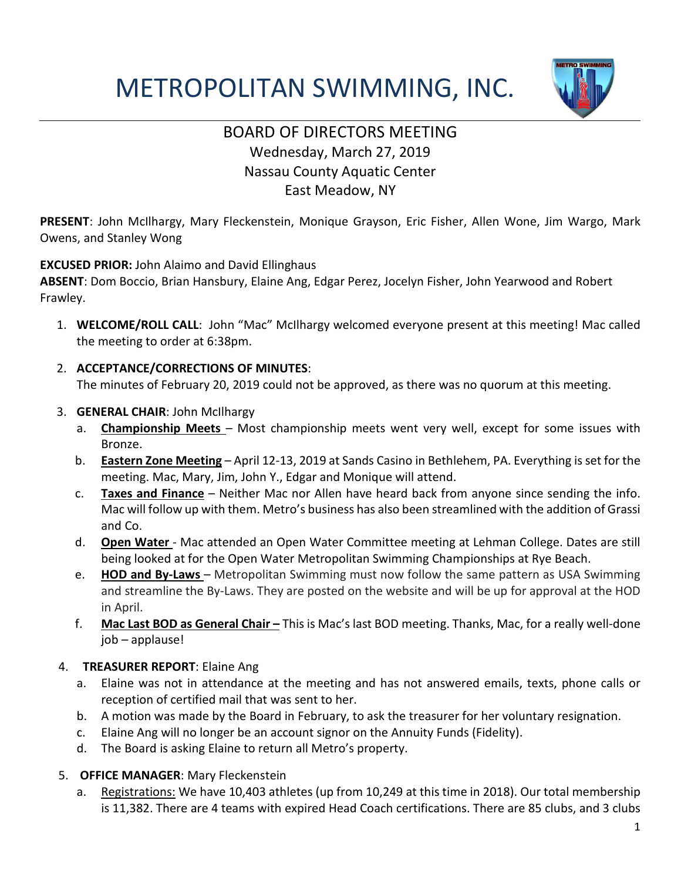# METROPOLITAN SWIMMING, INC.

## BOARD OF DIRECTORS MEETING

Wednesday, March 27, 2019
Nassau County Aquatic Center
East Meadow, NY

**PRESENT**: John McIlhargy, Mary Fleckenstein, Monique Grayson, Eric Fisher, Allen Wone, Jim Wargo, Mark Owens, and Stanley Wong

**EXCUSED PRIOR:** John Alaimo and David Ellinghaus
**ABSENT**: Dom Boccio, Brian Hansbury, Elaine Ang, Edgar Perez, Jocelyn Fisher, John Yearwood and Robert Frawley.

1. **WELCOME/ROLL CALL**: John "Mac" McIlhargy welcomed everyone present at this meeting! Mac called the meeting to order at 6:38pm.

2. **ACCEPTANCE/CORRECTIONS OF MINUTES**:
   The minutes of February 20, 2019 could not be approved, as there was no quorum at this meeting.

3. **GENERAL CHAIR**: John McIlhargy
   a. **Championship Meets** – Most championship meets went very well, except for some issues with Bronze.
   b. **Eastern Zone Meeting** – April 12-13, 2019 at Sands Casino in Bethlehem, PA. Everything is set for the meeting. Mac, Mary, Jim, John Y., Edgar and Monique will attend.
   c. **Taxes and Finance** – Neither Mac nor Allen have heard back from anyone since sending the info. Mac will follow up with them. Metro's business has also been streamlined with the addition of Grassi and Co.
   d. **Open Water** - Mac attended an Open Water Committee meeting at Lehman College. Dates are still being looked at for the Open Water Metropolitan Swimming Championships at Rye Beach.
   e. **HOD and By-Laws** – Metropolitan Swimming must now follow the same pattern as USA Swimming and streamline the By-Laws. They are posted on the website and will be up for approval at the HOD in April.
   f. **Mac Last BOD as General Chair –** This is Mac's last BOD meeting. Thanks, Mac, for a really well-done job – applause!

4. **TREASURER REPORT**: Elaine Ang
   a. Elaine was not in attendance at the meeting and has not answered emails, texts, phone calls or reception of certified mail that was sent to her.
   b. A motion was made by the Board in February, to ask the treasurer for her voluntary resignation.
   c. Elaine Ang will no longer be an account signor on the Annuity Funds (Fidelity).
   d. The Board is asking Elaine to return all Metro's property.

5. **OFFICE MANAGER**: Mary Fleckenstein
   a. Registrations: We have 10,403 athletes (up from 10,249 at this time in 2018). Our total membership is 11,382. There are 4 teams with expired Head Coach certifications. There are 85 clubs, and 3 clubs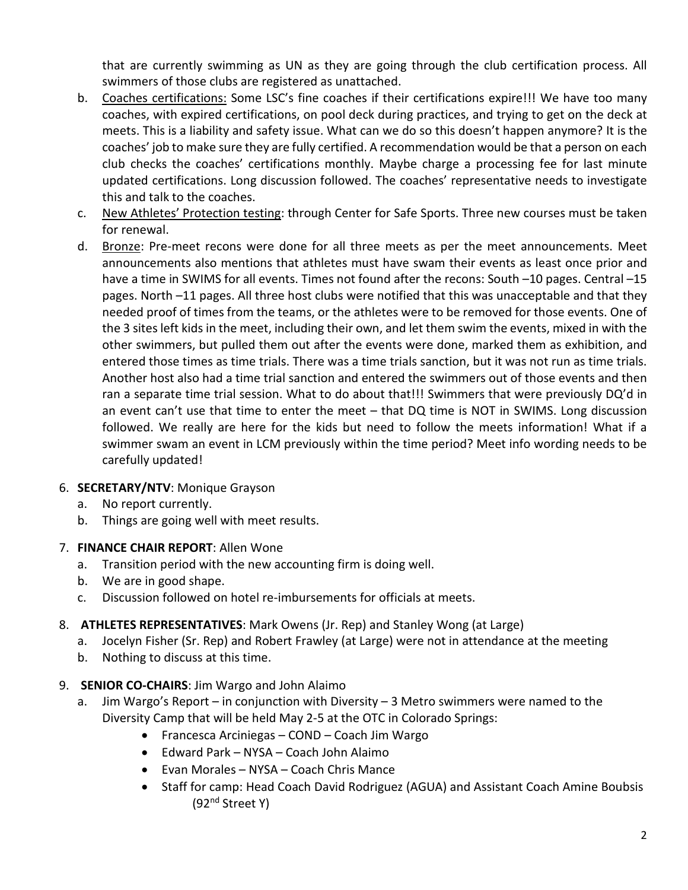that are currently swimming as UN as they are going through the club certification process. All swimmers of those clubs are registered as unattached.

b. Coaches certifications: Some LSC's fine coaches if their certifications expire!!! We have too many coaches, with expired certifications, on pool deck during practices, and trying to get on the deck at meets. This is a liability and safety issue. What can we do so this doesn't happen anymore? It is the coaches' job to make sure they are fully certified. A recommendation would be that a person on each club checks the coaches' certifications monthly. Maybe charge a processing fee for last minute updated certifications. Long discussion followed. The coaches' representative needs to investigate this and talk to the coaches.

c. New Athletes' Protection testing: through Center for Safe Sports. Three new courses must be taken for renewal.

d. Bronze: Pre-meet recons were done for all three meets as per the meet announcements. Meet announcements also mentions that athletes must have swam their events as least once prior and have a time in SWIMS for all events. Times not found after the recons: South –10 pages. Central –15 pages. North –11 pages. All three host clubs were notified that this was unacceptable and that they needed proof of times from the teams, or the athletes were to be removed for those events. One of the 3 sites left kids in the meet, including their own, and let them swim the events, mixed in with the other swimmers, but pulled them out after the events were done, marked them as exhibition, and entered those times as time trials. There was a time trials sanction, but it was not run as time trials. Another host also had a time trial sanction and entered the swimmers out of those events and then ran a separate time trial session. What to do about that!!! Swimmers that were previously DQ'd in an event can't use that time to enter the meet – that DQ time is NOT in SWIMS. Long discussion followed. We really are here for the kids but need to follow the meets information! What if a swimmer swam an event in LCM previously within the time period? Meet info wording needs to be carefully updated!

6. **SECRETARY/NTV**: Monique Grayson
   a. No report currently.
   b. Things are going well with meet results.

7. **FINANCE CHAIR REPORT**: Allen Wone
   a. Transition period with the new accounting firm is doing well.
   b. We are in good shape.
   c. Discussion followed on hotel re-imbursements for officials at meets.

8. **ATHLETES REPRESENTATIVES**: Mark Owens (Jr. Rep) and Stanley Wong (at Large)
   a. Jocelyn Fisher (Sr. Rep) and Robert Frawley (at Large) were not in attendance at the meeting
   b. Nothing to discuss at this time.

9. **SENIOR CO-CHAIRS**: Jim Wargo and John Alaimo
   a. Jim Wargo's Report – in conjunction with Diversity – 3 Metro swimmers were named to the Diversity Camp that will be held May 2-5 at the OTC in Colorado Springs:
      - Francesca Arciniegas – COND – Coach Jim Wargo
      - Edward Park – NYSA – Coach John Alaimo
      - Evan Morales – NYSA – Coach Chris Mance
      - Staff for camp: Head Coach David Rodriguez (AGUA) and Assistant Coach Amine Boubsis (92nd Street Y)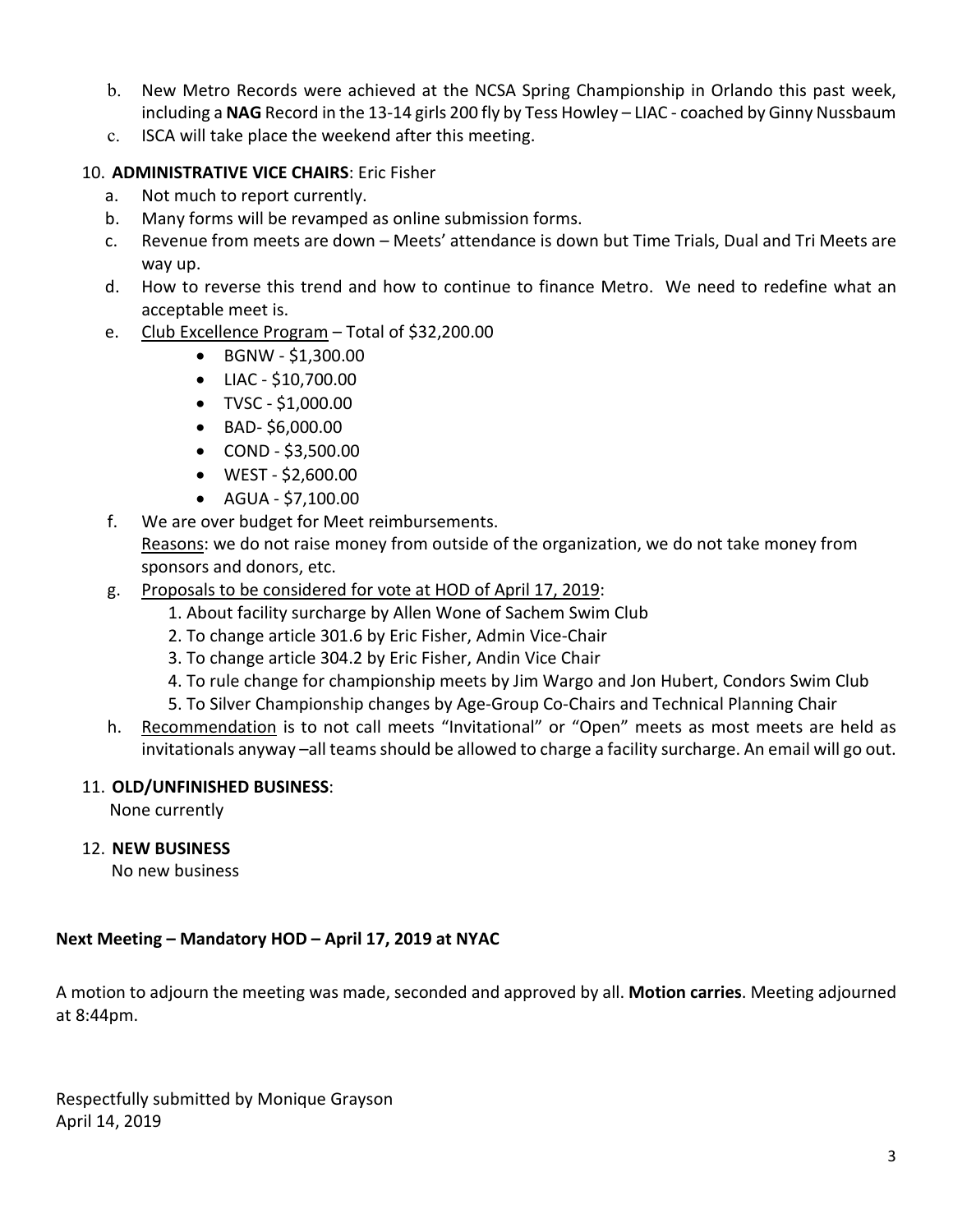b. New Metro Records were achieved at the NCSA Spring Championship in Orlando this past week, including a **NAG** Record in the 13-14 girls 200 fly by Tess Howley – LIAC - coached by Ginny Nussbaum
c. ISCA will take place the weekend after this meeting.

10. **ADMINISTRATIVE VICE CHAIRS**: Eric Fisher
    a. Not much to report currently.
    b. Many forms will be revamped as online submission forms.
    c. Revenue from meets are down – Meets' attendance is down but Time Trials, Dual and Tri Meets are way up.
    d. How to reverse this trend and how to continue to finance Metro. We need to redefine what an acceptable meet is.
    e. Club Excellence Program – Total of $32,200.00
        - BGNW - $1,300.00
        - LIAC - $10,700.00
        - TVSC - $1,000.00
        - BAD- $6,000.00
        - COND - $3,500.00
        - WEST - $2,600.00
        - AGUA - $7,100.00
    f. We are over budget for Meet reimbursements.
       Reasons: we do not raise money from outside of the organization, we do not take money from sponsors and donors, etc.
    g. Proposals to be considered for vote at HOD of April 17, 2019:
        1. About facility surcharge by Allen Wone of Sachem Swim Club
        2. To change article 301.6 by Eric Fisher, Admin Vice-Chair
        3. To change article 304.2 by Eric Fisher, Andin Vice Chair
        4. To rule change for championship meets by Jim Wargo and Jon Hubert, Condors Swim Club
        5. To Silver Championship changes by Age-Group Co-Chairs and Technical Planning Chair
    h. Recommendation is to not call meets "Invitational" or "Open" meets as most meets are held as invitationals anyway –all teams should be allowed to charge a facility surcharge. An email will go out.

11. **OLD/UNFINISHED BUSINESS**:
    None currently

12. **NEW BUSINESS**
    No new business

**Next Meeting – Mandatory HOD – April 17, 2019 at NYAC**

A motion to adjourn the meeting was made, seconded and approved by all. **Motion carries**. Meeting adjourned at 8:44pm.

Respectfully submitted by Monique Grayson
April 14, 2019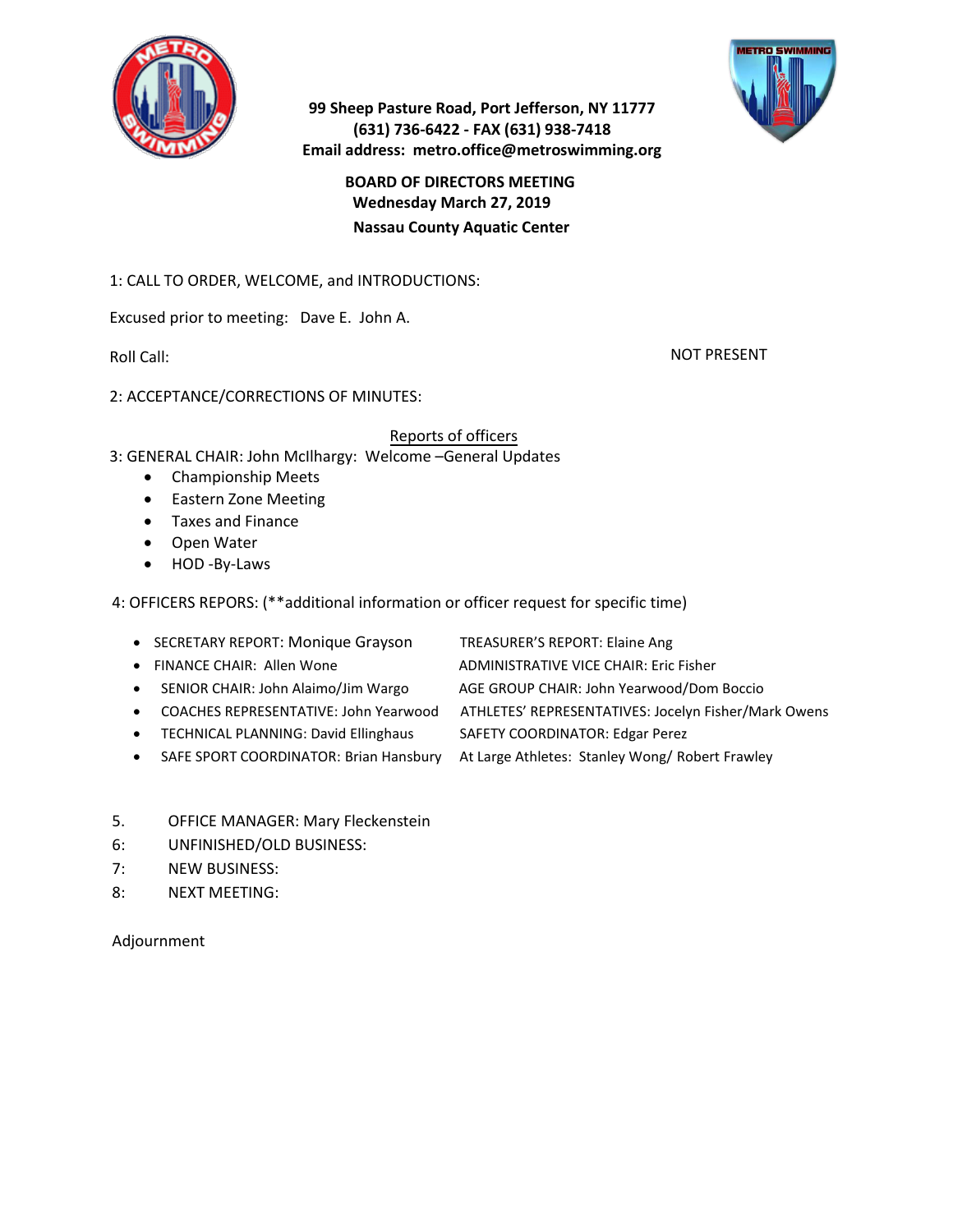**99 Sheep Pasture Road, Port Jefferson, NY 11777**
**(631) 736-6422 - FAX (631) 938-7418**
**Email address: metro.office@metroswimming.org**

**BOARD OF DIRECTORS MEETING**
**Wednesday March 27, 2019**
**Nassau County Aquatic Center**

1: CALL TO ORDER, WELCOME, and INTRODUCTIONS:

Excused prior to meeting: Dave E. John A.

Roll Call: NOT PRESENT

2: ACCEPTANCE/CORRECTIONS OF MINUTES:

Reports of officers

3: GENERAL CHAIR: John McIlhargy: Welcome –General Updates

- Championship Meets
- Eastern Zone Meeting
- Taxes and Finance
- Open Water
- HOD -By-Laws

4: OFFICERS REPORS: (**additional information or officer request for specific time)

- SECRETARY REPORT: Monique Grayson
- TREASURER'S REPORT: Elaine Ang
- FINANCE CHAIR: Allen Wone
- ADMINISTRATIVE VICE CHAIR: Eric Fisher
- SENIOR CHAIR: John Alaimo/Jim Wargo
- AGE GROUP CHAIR: John Yearwood/Dom Boccio
- COACHES REPRESENTATIVE: John Yearwood
- ATHLETES' REPRESENTATIVES: Jocelyn Fisher/Mark Owens
- TECHNICAL PLANNING: David Ellinghaus
- SAFETY COORDINATOR: Edgar Perez
- SAFE SPORT COORDINATOR: Brian Hansbury
- At Large Athletes: Stanley Wong/ Robert Frawley

5. OFFICE MANAGER: Mary Fleckenstein

6: UNFINISHED/OLD BUSINESS:

7: NEW BUSINESS:

8: NEXT MEETING:

Adjournment